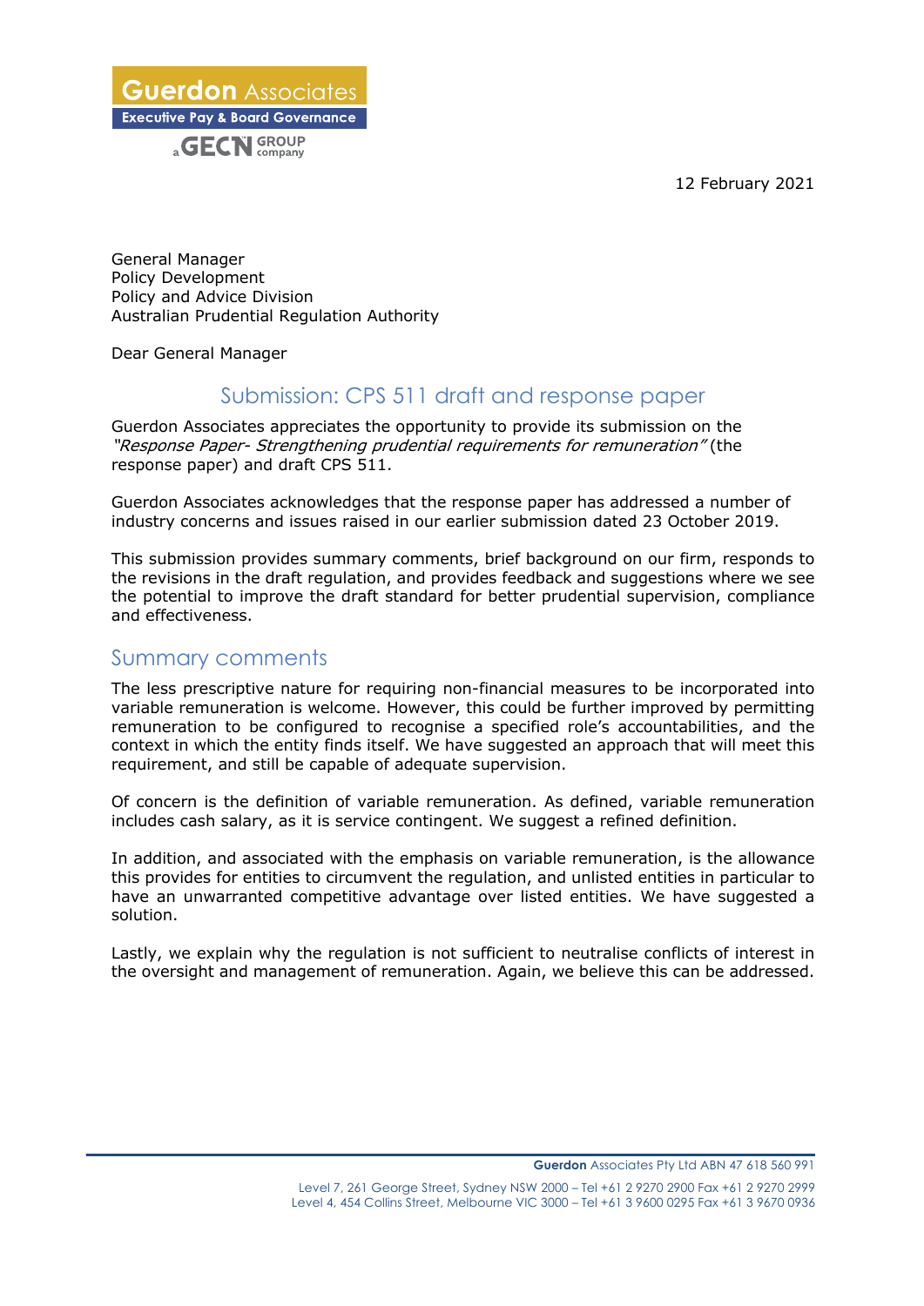12 February 2021

General Manager
Policy Development
Policy and Advice Division
Australian Prudential Regulation Authority

Dear General Manager

# Submission: CPS 511 draft and response paper

Guerdon Associates appreciates the opportunity to provide its submission on the *"Response Paper- Strengthening prudential requirements for remuneration"* (the response paper) and draft CPS 511.

Guerdon Associates acknowledges that the response paper has addressed a number of industry concerns and issues raised in our earlier submission dated 23 October 2019.

This submission provides summary comments, brief background on our firm, responds to the revisions in the draft regulation, and provides feedback and suggestions where we see the potential to improve the draft standard for better prudential supervision, compliance and effectiveness.

## Summary comments

The less prescriptive nature for requiring non-financial measures to be incorporated into variable remuneration is welcome. However, this could be further improved by permitting remuneration to be configured to recognise a specified role's accountabilities, and the context in which the entity finds itself. We have suggested an approach that will meet this requirement, and still be capable of adequate supervision.

Of concern is the definition of variable remuneration. As defined, variable remuneration includes cash salary, as it is service contingent. We suggest a refined definition.

In addition, and associated with the emphasis on variable remuneration, is the allowance this provides for entities to circumvent the regulation, and unlisted entities in particular to have an unwarranted competitive advantage over listed entities. We have suggested a solution.

Lastly, we explain why the regulation is not sufficient to neutralise conflicts of interest in the oversight and management of remuneration. Again, we believe this can be addressed.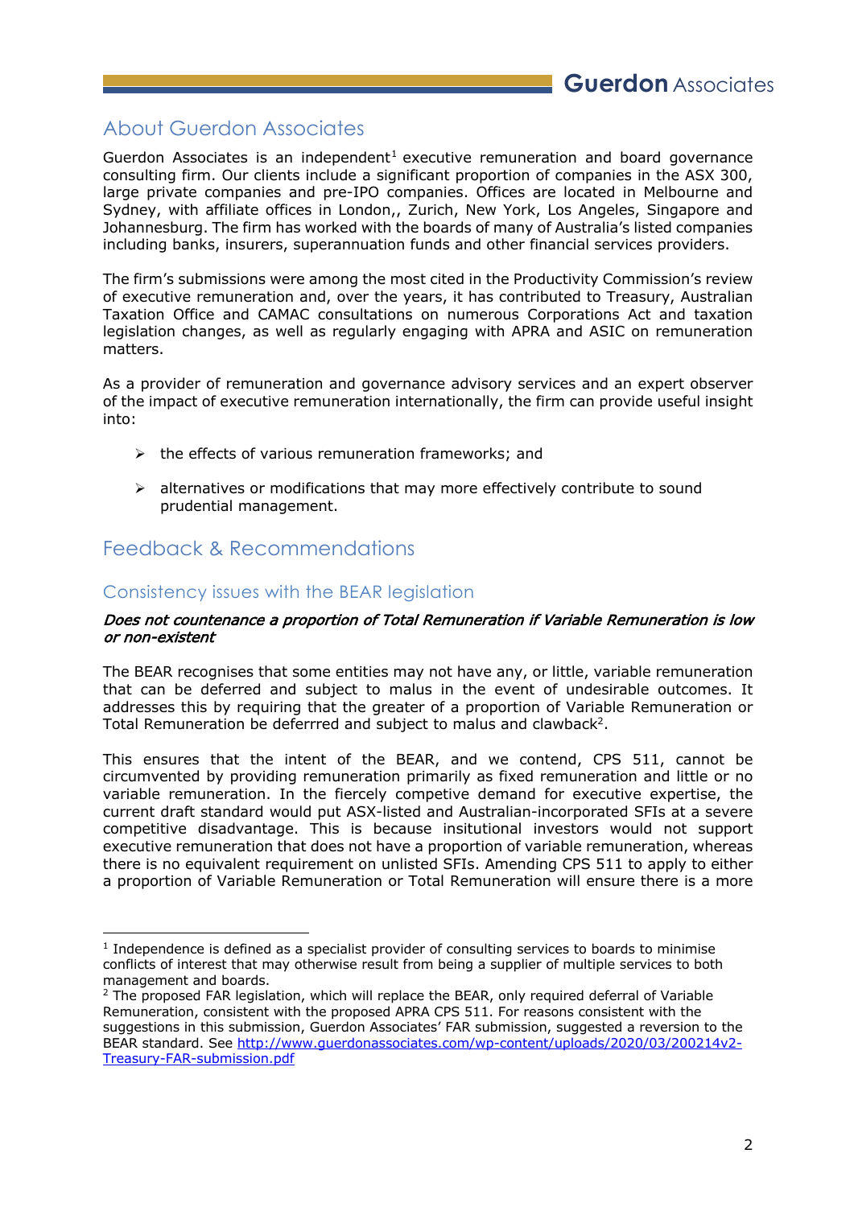## About Guerdon Associates

Guerdon Associates is an independent[1] executive remuneration and board governance consulting firm. Our clients include a significant proportion of companies in the ASX 300, large private companies and pre-IPO companies. Offices are located in Melbourne and Sydney, with affiliate offices in London,, Zurich, New York, Los Angeles, Singapore and Johannesburg. The firm has worked with the boards of many of Australia's listed companies including banks, insurers, superannuation funds and other financial services providers.

The firm's submissions were among the most cited in the Productivity Commission's review of executive remuneration and, over the years, it has contributed to Treasury, Australian Taxation Office and CAMAC consultations on numerous Corporations Act and taxation legislation changes, as well as regularly engaging with APRA and ASIC on remuneration matters.

As a provider of remuneration and governance advisory services and an expert observer of the impact of executive remuneration internationally, the firm can provide useful insight into:

- the effects of various remuneration frameworks; and
- alternatives or modifications that may more effectively contribute to sound prudential management.

## Feedback & Recommendations

### Consistency issues with the BEAR legislation

***Does not countenance a proportion of Total Remuneration if Variable Remuneration is low or non-existent***

The BEAR recognises that some entities may not have any, or little, variable remuneration that can be deferred and subject to malus in the event of undesirable outcomes. It addresses this by requiring that the greater of a proportion of Variable Remuneration or Total Remuneration be deferrred and subject to malus and clawback[2].

This ensures that the intent of the BEAR, and we contend, CPS 511, cannot be circumvented by providing remuneration primarily as fixed remuneration and little or no variable remuneration. In the fiercely competive demand for executive expertise, the current draft standard would put ASX-listed and Australian-incorporated SFIs at a severe competitive disadvantage. This is because insitutional investors would not support executive remuneration that does not have a proportion of variable remuneration, whereas there is no equivalent requirement on unlisted SFIs. Amending CPS 511 to apply to either a proportion of Variable Remuneration or Total Remuneration will ensure there is a more

[1] Independence is defined as a specialist provider of consulting services to boards to minimise conflicts of interest that may otherwise result from being a supplier of multiple services to both management and boards.

[2] The proposed FAR legislation, which will replace the BEAR, only required deferral of Variable Remuneration, consistent with the proposed APRA CPS 511. For reasons consistent with the suggestions in this submission, Guerdon Associates' FAR submission, suggested a reversion to the BEAR standard. See http://www.guerdonassociates.com/wp-content/uploads/2020/03/200214v2-Treasury-FAR-submission.pdf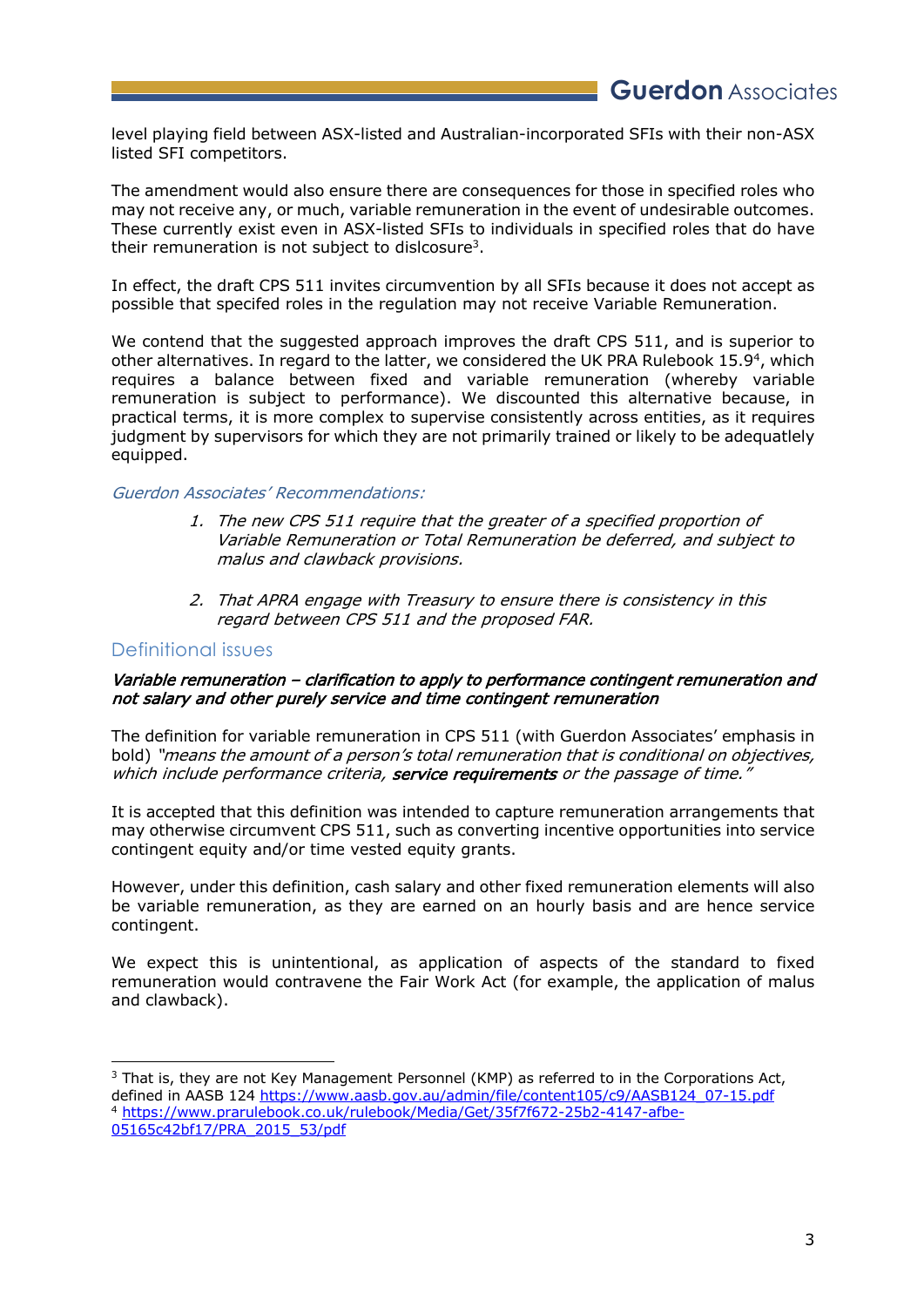level playing field between ASX-listed and Australian-incorporated SFIs with their non-ASX listed SFI competitors.

The amendment would also ensure there are consequences for those in specified roles who may not receive any, or much, variable remuneration in the event of undesirable outcomes. These currently exist even in ASX-listed SFIs to individuals in specified roles that do have their remuneration is not subject to dislcosure[3].

In effect, the draft CPS 511 invites circumvention by all SFIs because it does not accept as possible that specifed roles in the regulation may not receive Variable Remuneration.

We contend that the suggested approach improves the draft CPS 511, and is superior to other alternatives. In regard to the latter, we considered the UK PRA Rulebook 15.9[4], which requires a balance between fixed and variable remuneration (whereby variable remuneration is subject to performance). We discounted this alternative because, in practical terms, it is more complex to supervise consistently across entities, as it requires judgment by supervisors for which they are not primarily trained or likely to be adequatley equipped.

*Guerdon Associates' Recommendations:*

1. *The new CPS 511 require that the greater of a specified proportion of Variable Remuneration or Total Remuneration be deferred, and subject to malus and clawback provisions.*

2. *That APRA engage with Treasury to ensure there is consistency in this regard between CPS 511 and the proposed FAR.*

## Definitional issues

***Variable remuneration – clarification to apply to performance contingent remuneration and not salary and other purely service and time contingent remuneration***

The definition for variable remuneration in CPS 511 (with Guerdon Associates' emphasis in bold) *"means the amount of a person's total remuneration that is conditional on objectives, which include performance criteria, **service requirements** or the passage of time."*

It is accepted that this definition was intended to capture remuneration arrangements that may otherwise circumvent CPS 511, such as converting incentive opportunities into service contingent equity and/or time vested equity grants.

However, under this definition, cash salary and other fixed remuneration elements will also be variable remuneration, as they are earned on an hourly basis and are hence service contingent.

We expect this is unintentional, as application of aspects of the standard to fixed remuneration would contravene the Fair Work Act (for example, the application of malus and clawback).

---

[3] That is, they are not Key Management Personnel (KMP) as referred to in the Corporations Act, defined in AASB 124 https://www.aasb.gov.au/admin/file/content105/c9/AASB124_07-15.pdf

[4] https://www.prarulebook.co.uk/rulebook/Media/Get/35f7f672-25b2-4147-afbe-05165c42bf17/PRA_2015_53/pdf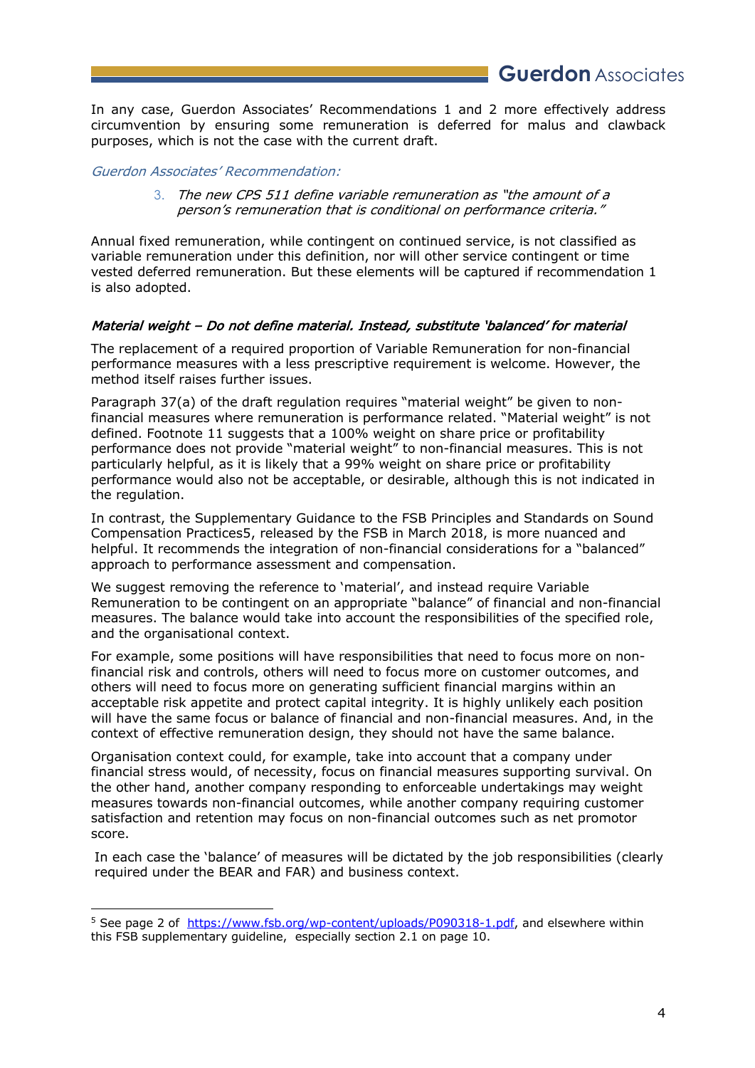In any case, Guerdon Associates' Recommendations 1 and 2 more effectively address circumvention by ensuring some remuneration is deferred for malus and clawback purposes, which is not the case with the current draft.

*Guerdon Associates' Recommendation:*

3. *The new CPS 511 define variable remuneration as "the amount of a person's remuneration that is conditional on performance criteria."*

Annual fixed remuneration, while contingent on continued service, is not classified as variable remuneration under this definition, nor will other service contingent or time vested deferred remuneration. But these elements will be captured if recommendation 1 is also adopted.

### *Material weight – Do not define material. Instead, substitute 'balanced' for material*

The replacement of a required proportion of Variable Remuneration for non-financial performance measures with a less prescriptive requirement is welcome. However, the method itself raises further issues.

Paragraph 37(a) of the draft regulation requires "material weight" be given to non-financial measures where remuneration is performance related. "Material weight" is not defined. Footnote 11 suggests that a 100% weight on share price or profitability performance does not provide "material weight" to non-financial measures. This is not particularly helpful, as it is likely that a 99% weight on share price or profitability performance would also not be acceptable, or desirable, although this is not indicated in the regulation.

In contrast, the Supplementary Guidance to the FSB Principles and Standards on Sound Compensation Practices[5], released by the FSB in March 2018, is more nuanced and helpful. It recommends the integration of non-financial considerations for a "balanced" approach to performance assessment and compensation.

We suggest removing the reference to 'material', and instead require Variable Remuneration to be contingent on an appropriate "balance" of financial and non-financial measures. The balance would take into account the responsibilities of the specified role, and the organisational context.

For example, some positions will have responsibilities that need to focus more on non-financial risk and controls, others will need to focus more on customer outcomes, and others will need to focus more on generating sufficient financial margins within an acceptable risk appetite and protect capital integrity. It is highly unlikely each position will have the same focus or balance of financial and non-financial measures. And, in the context of effective remuneration design, they should not have the same balance.

Organisation context could, for example, take into account that a company under financial stress would, of necessity, focus on financial measures supporting survival. On the other hand, another company responding to enforceable undertakings may weight measures towards non-financial outcomes, while another company requiring customer satisfaction and retention may focus on non-financial outcomes such as net promotor score.

In each case the 'balance' of measures will be dictated by the job responsibilities (clearly required under the BEAR and FAR) and business context.

[5] See page 2 of https://www.fsb.org/wp-content/uploads/P090318-1.pdf, and elsewhere within this FSB supplementary guideline, especially section 2.1 on page 10.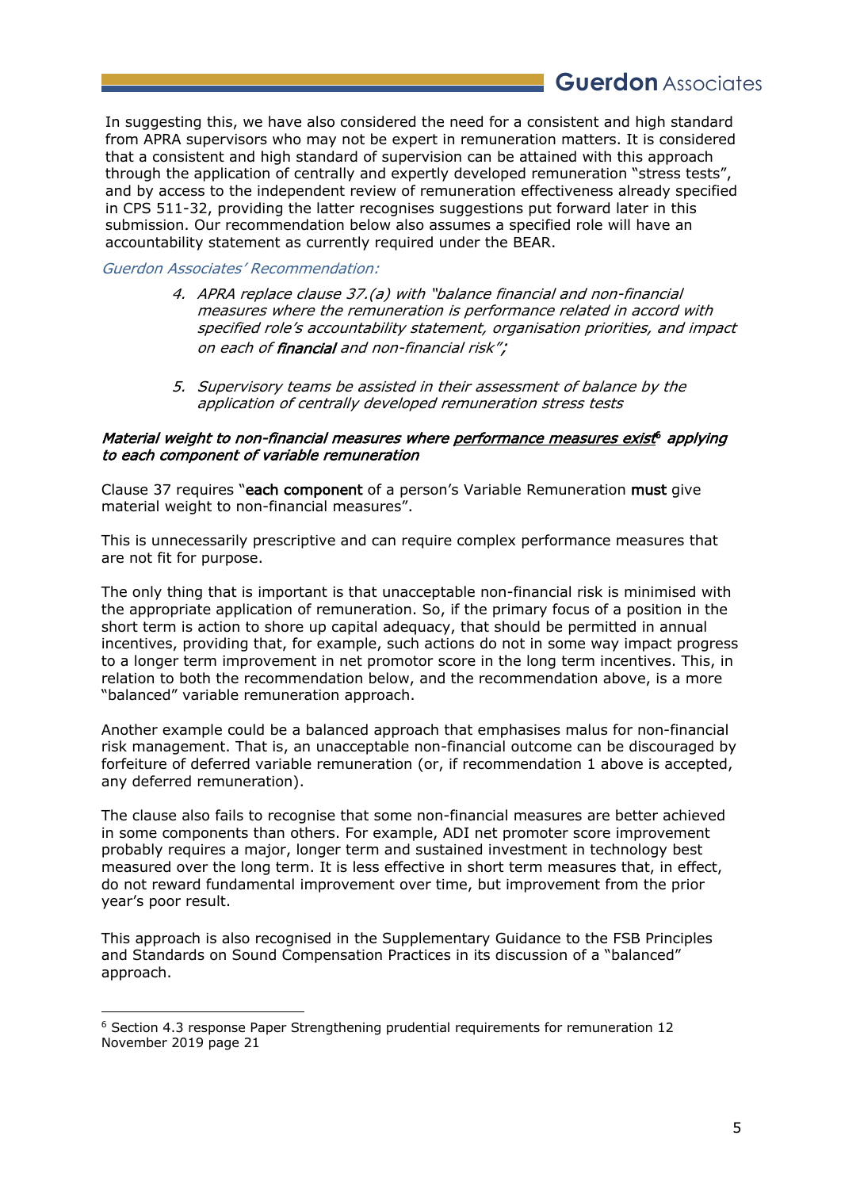In suggesting this, we have also considered the need for a consistent and high standard from APRA supervisors who may not be expert in remuneration matters. It is considered that a consistent and high standard of supervision can be attained with this approach through the application of centrally and expertly developed remuneration "stress tests", and by access to the independent review of remuneration effectiveness already specified in CPS 511-32, providing the latter recognises suggestions put forward later in this submission. Our recommendation below also assumes a specified role will have an accountability statement as currently required under the BEAR.

*Guerdon Associates' Recommendation:*

4. *APRA replace clause 37.(a) with "balance financial and non-financial measures where the remuneration is performance related in accord with specified role's accountability statement, organisation priorities, and impact on each of financial and non-financial risk";*

5. *Supervisory teams be assisted in their assessment of balance by the application of centrally developed remuneration stress tests*

***Material weight to non-financial measures where performance measures exist[6] applying to each component of variable remuneration***

Clause 37 requires "**each component** of a person's Variable Remuneration **must** give material weight to non-financial measures".

This is unnecessarily prescriptive and can require complex performance measures that are not fit for purpose.

The only thing that is important is that unacceptable non-financial risk is minimised with the appropriate application of remuneration. So, if the primary focus of a position in the short term is action to shore up capital adequacy, that should be permitted in annual incentives, providing that, for example, such actions do not in some way impact progress to a longer term improvement in net promotor score in the long term incentives. This, in relation to both the recommendation below, and the recommendation above, is a more "balanced" variable remuneration approach.

Another example could be a balanced approach that emphasises malus for non-financial risk management. That is, an unacceptable non-financial outcome can be discouraged by forfeiture of deferred variable remuneration (or, if recommendation 1 above is accepted, any deferred remuneration).

The clause also fails to recognise that some non-financial measures are better achieved in some components than others. For example, ADI net promoter score improvement probably requires a major, longer term and sustained investment in technology best measured over the long term. It is less effective in short term measures that, in effect, do not reward fundamental improvement over time, but improvement from the prior year's poor result.

This approach is also recognised in the Supplementary Guidance to the FSB Principles and Standards on Sound Compensation Practices in its discussion of a "balanced" approach.

---

[6] Section 4.3 response Paper Strengthening prudential requirements for remuneration 12 November 2019 page 21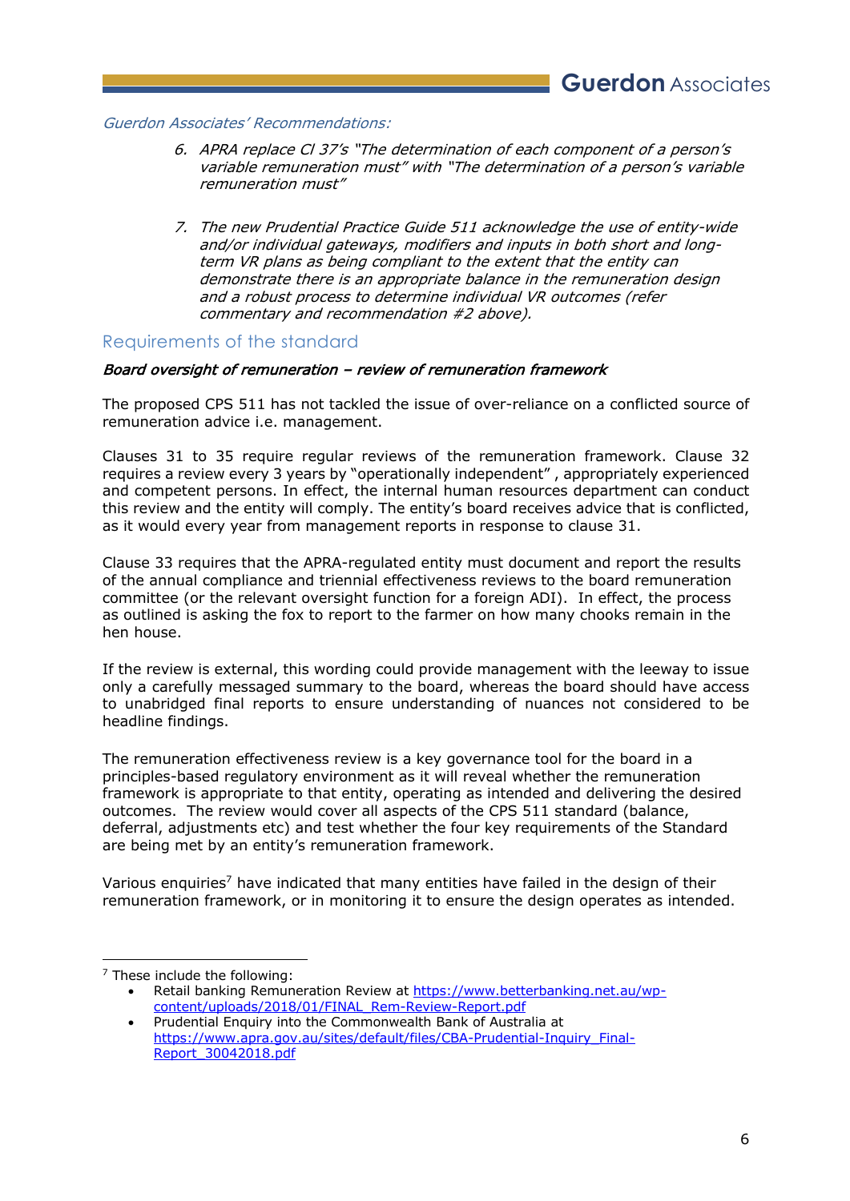*Guerdon Associates' Recommendations:*

6. *APRA replace Cl 37's "The determination of each component of a person's variable remuneration must" with "The determination of a person's variable remuneration must"*

7. *The new Prudential Practice Guide 511 acknowledge the use of entity-wide and/or individual gateways, modifiers and inputs in both short and long-term VR plans as being compliant to the extent that the entity can demonstrate there is an appropriate balance in the remuneration design and a robust process to determine individual VR outcomes (refer commentary and recommendation #2 above).*

## Requirements of the standard

***Board oversight of remuneration – review of remuneration framework***

The proposed CPS 511 has not tackled the issue of over-reliance on a conflicted source of remuneration advice i.e. management.

Clauses 31 to 35 require regular reviews of the remuneration framework. Clause 32 requires a review every 3 years by "operationally independent" , appropriately experienced and competent persons. In effect, the internal human resources department can conduct this review and the entity will comply. The entity's board receives advice that is conflicted, as it would every year from management reports in response to clause 31.

Clause 33 requires that the APRA-regulated entity must document and report the results of the annual compliance and triennial effectiveness reviews to the board remuneration committee (or the relevant oversight function for a foreign ADI). In effect, the process as outlined is asking the fox to report to the farmer on how many chooks remain in the hen house.

If the review is external, this wording could provide management with the leeway to issue only a carefully messaged summary to the board, whereas the board should have access to unabridged final reports to ensure understanding of nuances not considered to be headline findings.

The remuneration effectiveness review is a key governance tool for the board in a principles-based regulatory environment as it will reveal whether the remuneration framework is appropriate to that entity, operating as intended and delivering the desired outcomes. The review would cover all aspects of the CPS 511 standard (balance, deferral, adjustments etc) and test whether the four key requirements of the Standard are being met by an entity's remuneration framework.

Various enquiries[7] have indicated that many entities have failed in the design of their remuneration framework, or in monitoring it to ensure the design operates as intended.

---

[7] These include the following:

- Retail banking Remuneration Review at https://www.betterbanking.net.au/wp-content/uploads/2018/01/FINAL_Rem-Review-Report.pdf
- Prudential Enquiry into the Commonwealth Bank of Australia at https://www.apra.gov.au/sites/default/files/CBA-Prudential-Inquiry_Final-Report_30042018.pdf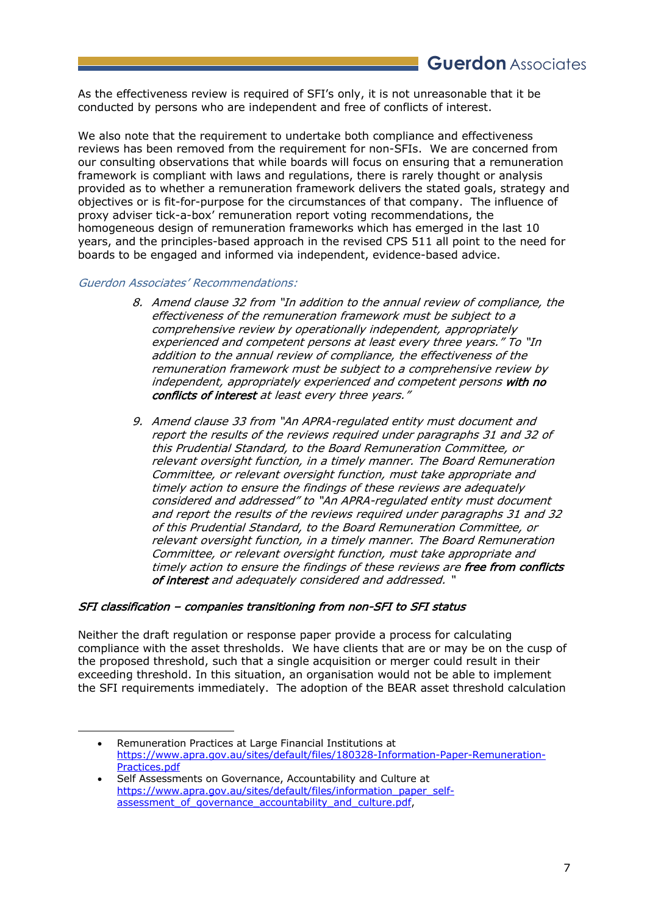As the effectiveness review is required of SFI's only, it is not unreasonable that it be conducted by persons who are independent and free of conflicts of interest.

We also note that the requirement to undertake both compliance and effectiveness reviews has been removed from the requirement for non-SFIs. We are concerned from our consulting observations that while boards will focus on ensuring that a remuneration framework is compliant with laws and regulations, there is rarely thought or analysis provided as to whether a remuneration framework delivers the stated goals, strategy and objectives or is fit-for-purpose for the circumstances of that company. The influence of proxy adviser tick-a-box' remuneration report voting recommendations, the homogeneous design of remuneration frameworks which has emerged in the last 10 years, and the principles-based approach in the revised CPS 511 all point to the need for boards to be engaged and informed via independent, evidence-based advice.

*Guerdon Associates' Recommendations:*

8. *Amend clause 32 from "In addition to the annual review of compliance, the effectiveness of the remuneration framework must be subject to a comprehensive review by operationally independent, appropriately experienced and competent persons at least every three years." To "In addition to the annual review of compliance, the effectiveness of the remuneration framework must be subject to a comprehensive review by independent, appropriately experienced and competent persons* ***with no conflicts of interest*** *at least every three years."*

9. *Amend clause 33 from "An APRA-regulated entity must document and report the results of the reviews required under paragraphs 31 and 32 of this Prudential Standard, to the Board Remuneration Committee, or relevant oversight function, in a timely manner. The Board Remuneration Committee, or relevant oversight function, must take appropriate and timely action to ensure the findings of these reviews are adequately considered and addressed" to "An APRA-regulated entity must document and report the results of the reviews required under paragraphs 31 and 32 of this Prudential Standard, to the Board Remuneration Committee, or relevant oversight function, in a timely manner. The Board Remuneration Committee, or relevant oversight function, must take appropriate and timely action to ensure the findings of these reviews are* ***free from conflicts of interest*** *and adequately considered and addressed. "*

***SFI classification – companies transitioning from non-SFI to SFI status***

Neither the draft regulation or response paper provide a process for calculating compliance with the asset thresholds. We have clients that are or may be on the cusp of the proposed threshold, such that a single acquisition or merger could result in their exceeding threshold. In this situation, an organisation would not be able to implement the SFI requirements immediately. The adoption of the BEAR asset threshold calculation

---

- Remuneration Practices at Large Financial Institutions at https://www.apra.gov.au/sites/default/files/180328-Information-Paper-Remuneration-Practices.pdf
- Self Assessments on Governance, Accountability and Culture at https://www.apra.gov.au/sites/default/files/information_paper_self-assessment_of_governance_accountability_and_culture.pdf,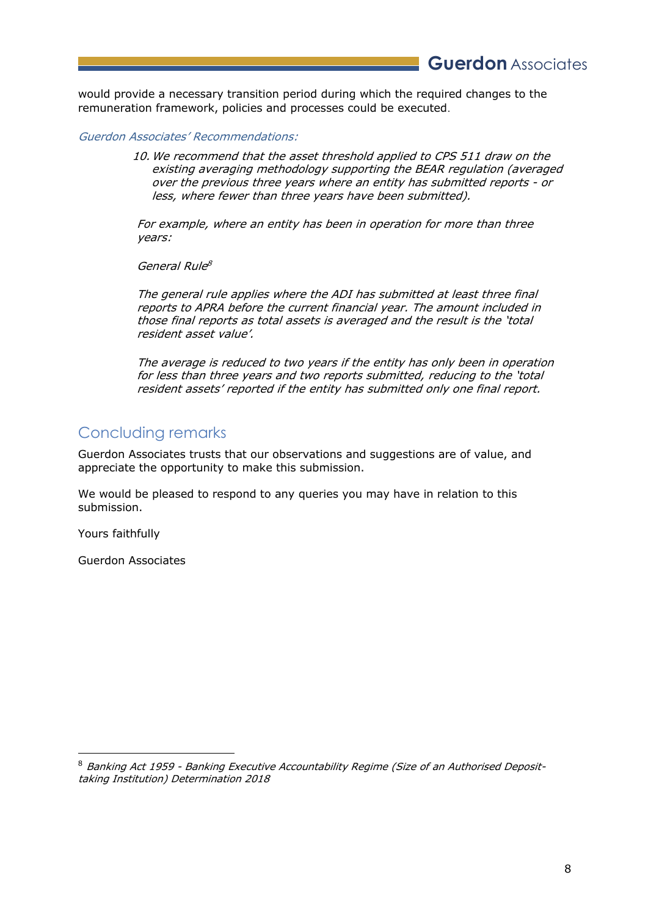would provide a necessary transition period during which the required changes to the remuneration framework, policies and processes could be executed.

*Guerdon Associates' Recommendations:*

10. *We recommend that the asset threshold applied to CPS 511 draw on the existing averaging methodology supporting the BEAR regulation (averaged over the previous three years where an entity has submitted reports - or less, where fewer than three years have been submitted).*

*For example, where an entity has been in operation for more than three years:*

*General Rule*[8]

*The general rule applies where the ADI has submitted at least three final reports to APRA before the current financial year. The amount included in those final reports as total assets is averaged and the result is the 'total resident asset value'.*

*The average is reduced to two years if the entity has only been in operation for less than three years and two reports submitted, reducing to the 'total resident assets' reported if the entity has submitted only one final report.*

## Concluding remarks

Guerdon Associates trusts that our observations and suggestions are of value, and appreciate the opportunity to make this submission.

We would be pleased to respond to any queries you may have in relation to this submission.

Yours faithfully

Guerdon Associates

---

[8] *Banking Act 1959 - Banking Executive Accountability Regime (Size of an Authorised Deposit-taking Institution) Determination 2018*